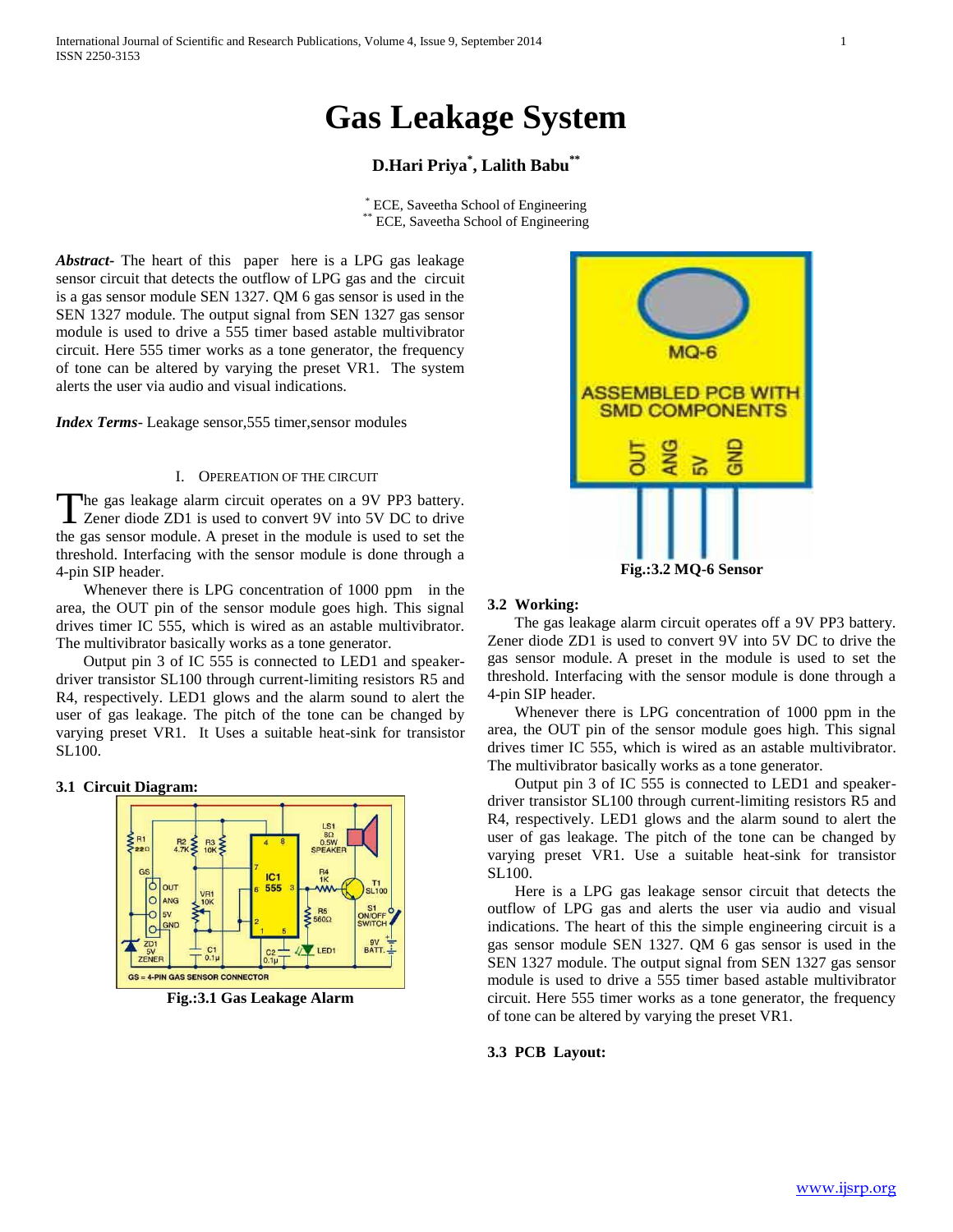# Gas Leakage System

**D.Hari Priya*, Lalith Babu****

\* ECE, Saveetha School of Engineering
\*\* ECE, Saveetha School of Engineering

***Abstract***- The heart of this paper here is a LPG gas leakage sensor circuit that detects the outflow of LPG gas and the circuit is a gas sensor module SEN 1327. QM 6 gas sensor is used in the SEN 1327 module. The output signal from SEN 1327 gas sensor module is used to drive a 555 timer based astable multivibrator circuit. Here 555 timer works as a tone generator, the frequency of tone can be altered by varying the preset VR1. The system alerts the user via audio and visual indications.

***Index Terms***- Leakage sensor,555 timer,sensor modules

## I. Opereation of the Circuit

The gas leakage alarm circuit operates on a 9V PP3 battery. Zener diode ZD1 is used to convert 9V into 5V DC to drive the gas sensor module. A preset in the module is used to set the threshold. Interfacing with the sensor module is done through a 4-pin SIP header.

Whenever there is LPG concentration of 1000 ppm in the area, the OUT pin of the sensor module goes high. This signal drives timer IC 555, which is wired as an astable multivibrator. The multivibrator basically works as a tone generator.

Output pin 3 of IC 555 is connected to LED1 and speaker-driver transistor SL100 through current-limiting resistors R5 and R4, respectively. LED1 glows and the alarm sound to alert the user of gas leakage. The pitch of the tone can be changed by varying preset VR1. It Uses a suitable heat-sink for transistor SL100.

### 3.1 Circuit Diagram:

**Fig.:3.1 Gas Leakage Alarm**

**Fig.:3.2 MQ-6 Sensor**

### 3.2 Working:

The gas leakage alarm circuit operates off a 9V PP3 battery. Zener diode ZD1 is used to convert 9V into 5V DC to drive the gas sensor module. A preset in the module is used to set the threshold. Interfacing with the sensor module is done through a 4-pin SIP header.

Whenever there is LPG concentration of 1000 ppm in the area, the OUT pin of the sensor module goes high. This signal drives timer IC 555, which is wired as an astable multivibrator. The multivibrator basically works as a tone generator.

Output pin 3 of IC 555 is connected to LED1 and speaker-driver transistor SL100 through current-limiting resistors R5 and R4, respectively. LED1 glows and the alarm sound to alert the user of gas leakage. The pitch of the tone can be changed by varying preset VR1. Use a suitable heat-sink for transistor SL100.

Here is a LPG gas leakage sensor circuit that detects the outflow of LPG gas and alerts the user via audio and visual indications. The heart of this the simple engineering circuit is a gas sensor module SEN 1327. QM 6 gas sensor is used in the SEN 1327 module. The output signal from SEN 1327 gas sensor module is used to drive a 555 timer based astable multivibrator circuit. Here 555 timer works as a tone generator, the frequency of tone can be altered by varying the preset VR1.

### 3.3 PCB Layout: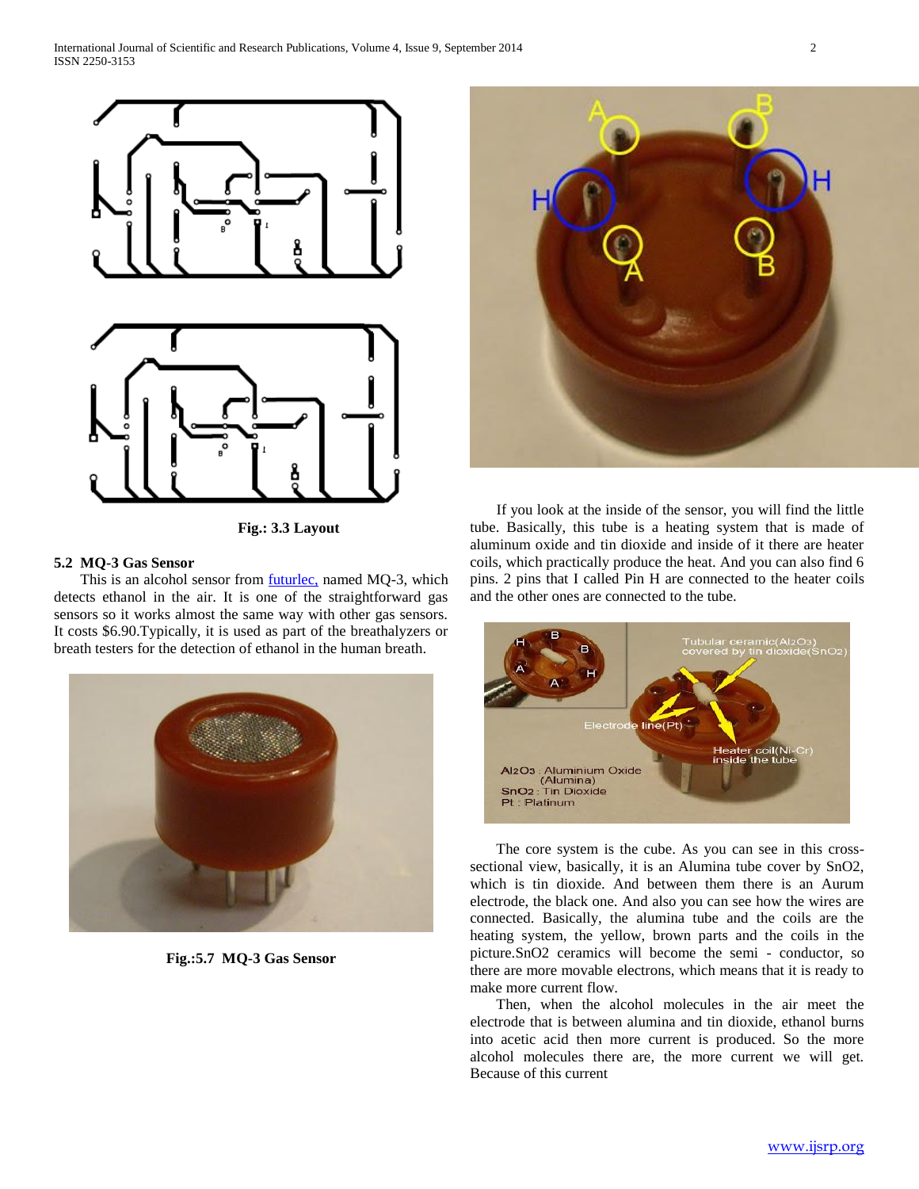Fig.: 3.3 Layout

## 5.2 MQ-3 Gas Sensor

This is an alcohol sensor from futurlec, named MQ-3, which detects ethanol in the air. It is one of the straightforward gas sensors so it works almost the same way with other gas sensors. It costs $6.90.Typically, it is used as part of the breathalyzers or breath testers for the detection of ethanol in the human breath.

Fig.:5.7 MQ-3 Gas Sensor

If you look at the inside of the sensor, you will find the little tube. Basically, this tube is a heating system that is made of aluminum oxide and tin dioxide and inside of it there are heater coils, which practically produce the heat. And you can also find 6 pins. 2 pins that I called Pin H are connected to the heater coils and the other ones are connected to the tube.

The core system is the cube. As you can see in this cross-sectional view, basically, it is an Alumina tube cover by $SnO_2$, which is tin dioxide. And between them there is an Aurum electrode, the black one. And also you can see how the wires are connected. Basically, the alumina tube and the coils are the heating system, the yellow, brown parts and the coils in the picture.$SnO_2$ ceramics will become the semi - conductor, so there are more movable electrons, which means that it is ready to make more current flow.

Then, when the alcohol molecules in the air meet the electrode that is between alumina and tin dioxide, ethanol burns into acetic acid then more current is produced. So the more alcohol molecules there are, the more current we will get. Because of this current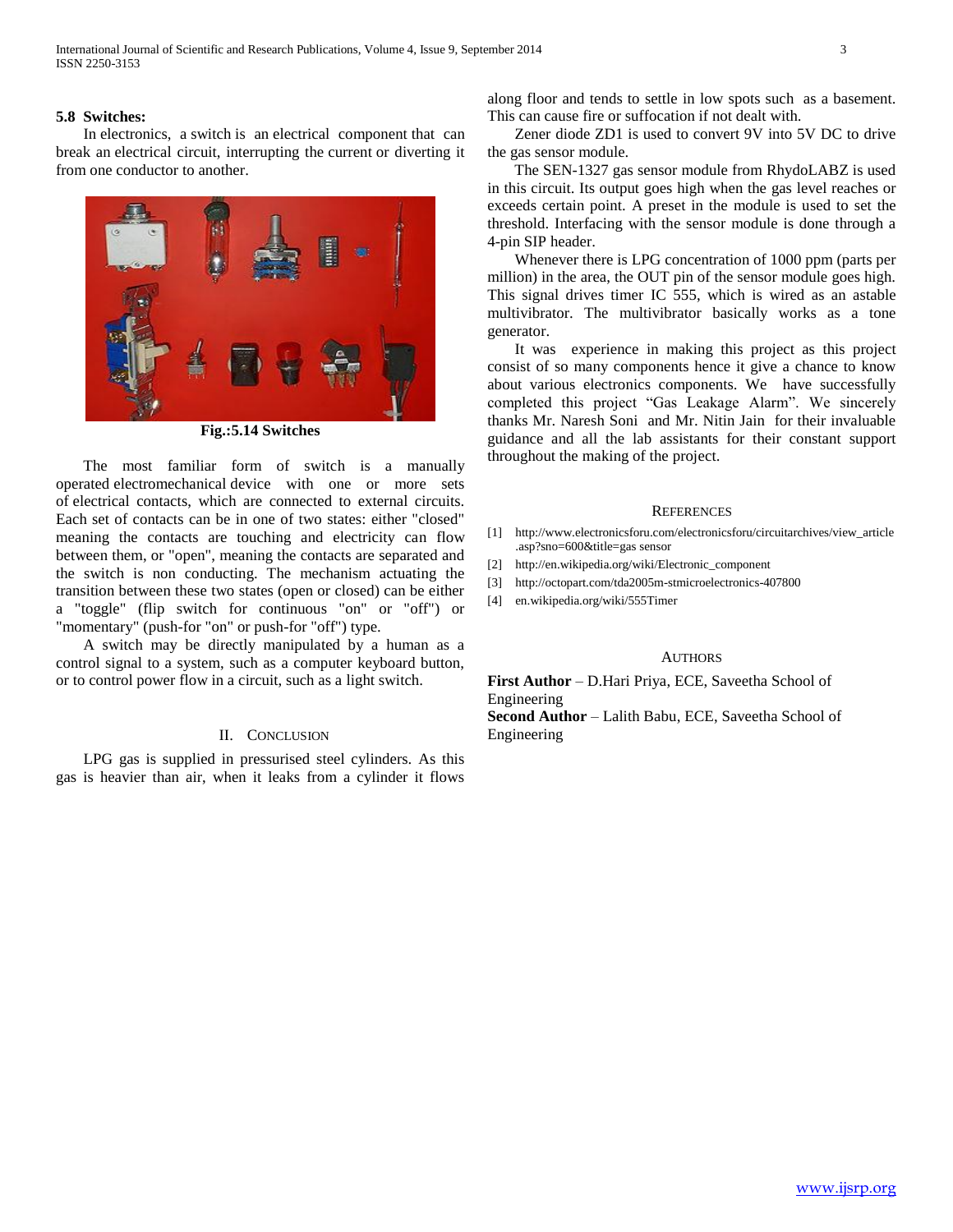### 5.8 Switches:

In electronics, a switch is an electrical component that can break an electrical circuit, interrupting the current or diverting it from one conductor to another.

Fig.:5.14 Switches

The most familiar form of switch is a manually operated electromechanical device with one or more sets of electrical contacts, which are connected to external circuits. Each set of contacts can be in one of two states: either "closed" meaning the contacts are touching and electricity can flow between them, or "open", meaning the contacts are separated and the switch is non conducting. The mechanism actuating the transition between these two states (open or closed) can be either a "toggle" (flip switch for continuous "on" or "off") or "momentary" (push-for "on" or push-for "off") type.

A switch may be directly manipulated by a human as a control signal to a system, such as a computer keyboard button, or to control power flow in a circuit, such as a light switch.

## II. Conclusion

LPG gas is supplied in pressurised steel cylinders. As this gas is heavier than air, when it leaks from a cylinder it flows along floor and tends to settle in low spots such as a basement. This can cause fire or suffocation if not dealt with.

Zener diode ZD1 is used to convert 9V into 5V DC to drive the gas sensor module.

The SEN-1327 gas sensor module from RhydoLABZ is used in this circuit. Its output goes high when the gas level reaches or exceeds certain point. A preset in the module is used to set the threshold. Interfacing with the sensor module is done through a 4-pin SIP header.

Whenever there is LPG concentration of 1000 ppm (parts per million) in the area, the OUT pin of the sensor module goes high. This signal drives timer IC 555, which is wired as an astable multivibrator. The multivibrator basically works as a tone generator.

It was experience in making this project as this project consist of so many components hence it give a chance to know about various electronics components. We have successfully completed this project "Gas Leakage Alarm". We sincerely thanks Mr. Naresh Soni and Mr. Nitin Jain for their invaluable guidance and all the lab assistants for their constant support throughout the making of the project.

## References

[1] http://www.electronicsforu.com/electronicsforu/circuitarchives/view_article.asp?sno=600&title=gas sensor

[2] http://en.wikipedia.org/wiki/Electronic_component

[3] http://octopart.com/tda2005m-stmicroelectronics-407800

[4] en.wikipedia.org/wiki/555Timer

## Authors

**First Author** – D.Hari Priya, ECE, Saveetha School of Engineering

**Second Author** – Lalith Babu, ECE, Saveetha School of Engineering